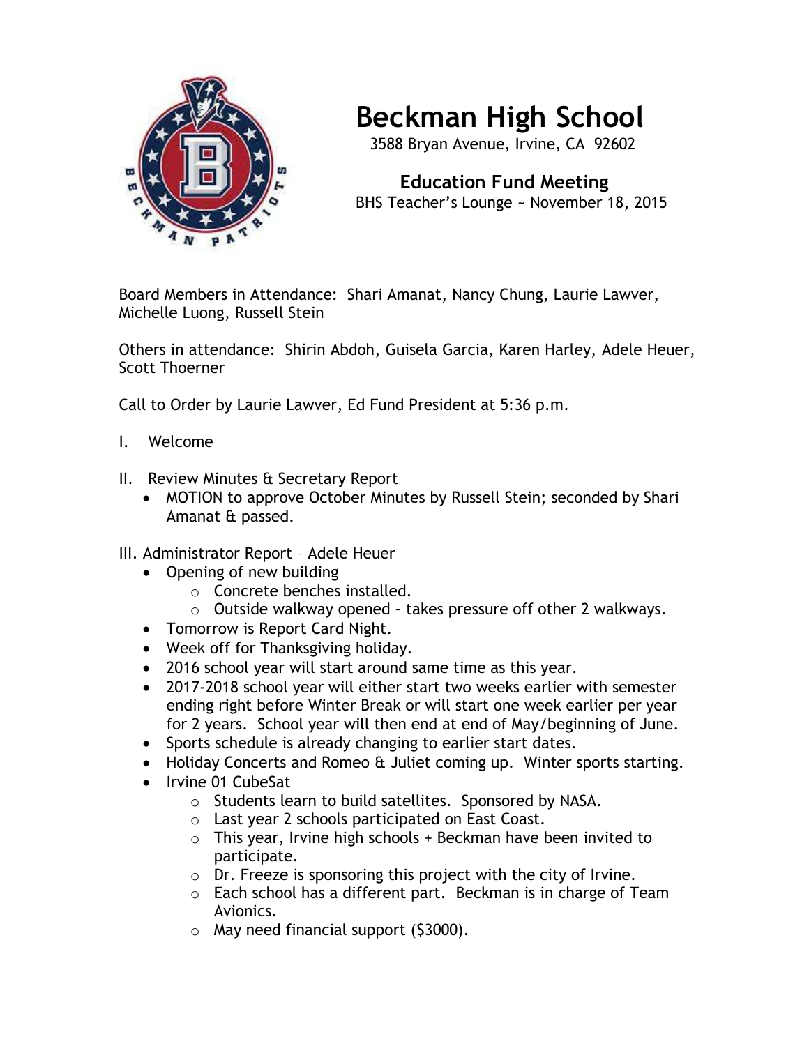# Beckman High School

3588 Bryan Avenue, Irvine, CA 92602

## Education Fund Meeting

BHS Teacher's Lounge ~ November 18, 2015

Board Members in Attendance: Shari Amanat, Nancy Chung, Laurie Lawver, Michelle Luong, Russell Stein

Others in attendance: Shirin Abdoh, Guisela Garcia, Karen Harley, Adele Heuer, Scott Thoerner

Call to Order by Laurie Lawver, Ed Fund President at 5:36 p.m.

I. Welcome

II. Review Minutes & Secretary Report
- MOTION to approve October Minutes by Russell Stein; seconded by Shari Amanat & passed.

III. Administrator Report – Adele Heuer
- Opening of new building
  - Concrete benches installed.
  - Outside walkway opened – takes pressure off other 2 walkways.
- Tomorrow is Report Card Night.
- Week off for Thanksgiving holiday.
- 2016 school year will start around same time as this year.
- 2017-2018 school year will either start two weeks earlier with semester ending right before Winter Break or will start one week earlier per year for 2 years. School year will then end at end of May/beginning of June.
- Sports schedule is already changing to earlier start dates.
- Holiday Concerts and Romeo & Juliet coming up. Winter sports starting.
- Irvine 01 CubeSat
  - Students learn to build satellites. Sponsored by NASA.
  - Last year 2 schools participated on East Coast.
  - This year, Irvine high schools + Beckman have been invited to participate.
  - Dr. Freeze is sponsoring this project with the city of Irvine.
  - Each school has a different part. Beckman is in charge of Team Avionics.
  - May need financial support ($3000).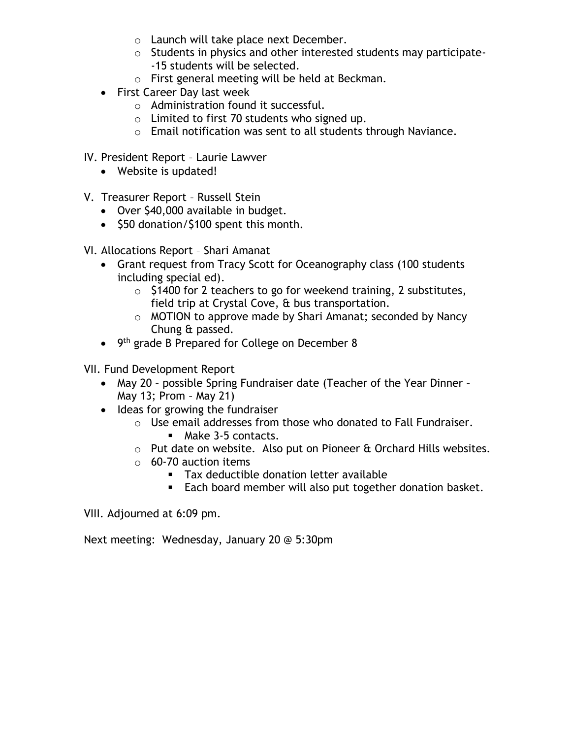- Launch will take place next December.
    - Students in physics and other interested students may participate--15 students will be selected.
    - First general meeting will be held at Beckman.
- First Career Day last week
    - Administration found it successful.
    - Limited to first 70 students who signed up.
    - Email notification was sent to all students through Naviance.

IV. President Report – Laurie Lawver

- Website is updated!

V. Treasurer Report – Russell Stein

- Over $40,000 available in budget.
- $50 donation/$100 spent this month.

VI. Allocations Report – Shari Amanat

- Grant request from Tracy Scott for Oceanography class (100 students including special ed).
    - $1400 for 2 teachers to go for weekend training, 2 substitutes, field trip at Crystal Cove, & bus transportation.
    - MOTION to approve made by Shari Amanat; seconded by Nancy Chung & passed.
- 9th grade B Prepared for College on December 8

VII. Fund Development Report

- May 20 – possible Spring Fundraiser date (Teacher of the Year Dinner – May 13; Prom – May 21)
- Ideas for growing the fundraiser
    - Use email addresses from those who donated to Fall Fundraiser.
        - Make 3-5 contacts.
    - Put date on website. Also put on Pioneer & Orchard Hills websites.
    - 60-70 auction items
        - Tax deductible donation letter available
        - Each board member will also put together donation basket.

VIII. Adjourned at 6:09 pm.

Next meeting: Wednesday, January 20 @ 5:30pm